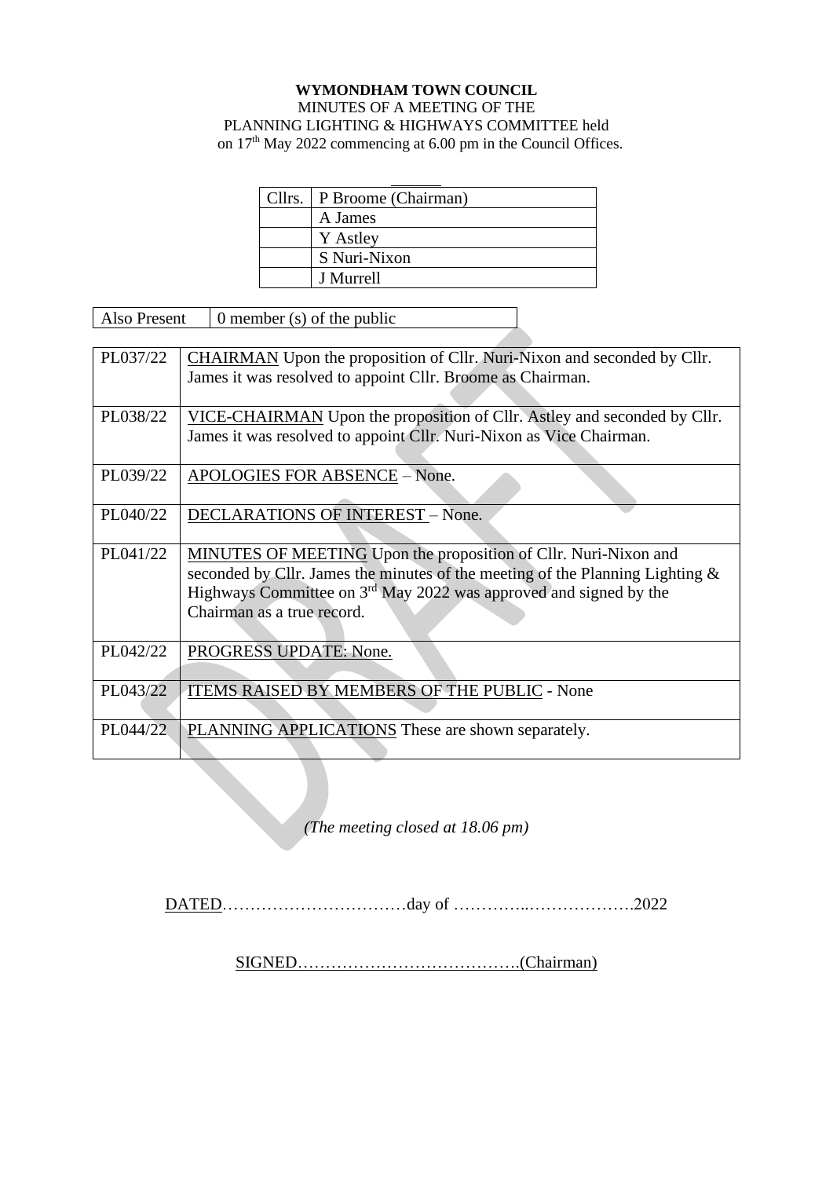**WYMONDHAM TOWN COUNCIL**

MINUTES OF A MEETING OF THE
PLANNING LIGHTING & HIGHWAYS COMMITTEE held
on 17th May 2022 commencing at 6.00 pm in the Council Offices.

| Cllrs. | P Broome (Chairman) |
|---|---|
| | A James |
| | Y Astley |
| | S Nuri-Nixon |
| | J Murrell |

| Also Present | 0 member (s) of the public |
|---|---|

| | |
|---|---|
| PL037/22 | CHAIRMAN Upon the proposition of Cllr. Nuri-Nixon and seconded by Cllr. James it was resolved to appoint Cllr. Broome as Chairman. |
| PL038/22 | VICE-CHAIRMAN Upon the proposition of Cllr. Astley and seconded by Cllr. James it was resolved to appoint Cllr. Nuri-Nixon as Vice Chairman. |
| PL039/22 | APOLOGIES FOR ABSENCE – None. |
| PL040/22 | DECLARATIONS OF INTEREST – None. |
| PL041/22 | MINUTES OF MEETING Upon the proposition of Cllr. Nuri-Nixon and seconded by Cllr. James the minutes of the meeting of the Planning Lighting & Highways Committee on 3rd May 2022 was approved and signed by the Chairman as a true record. |
| PL042/22 | PROGRESS UPDATE: None. |
| PL043/22 | ITEMS RAISED BY MEMBERS OF THE PUBLIC - None |
| PL044/22 | PLANNING APPLICATIONS These are shown separately. |

*(The meeting closed at 18.06 pm)*

DATED……………………………day of …………..……………….2022

SIGNED………………………………….(Chairman)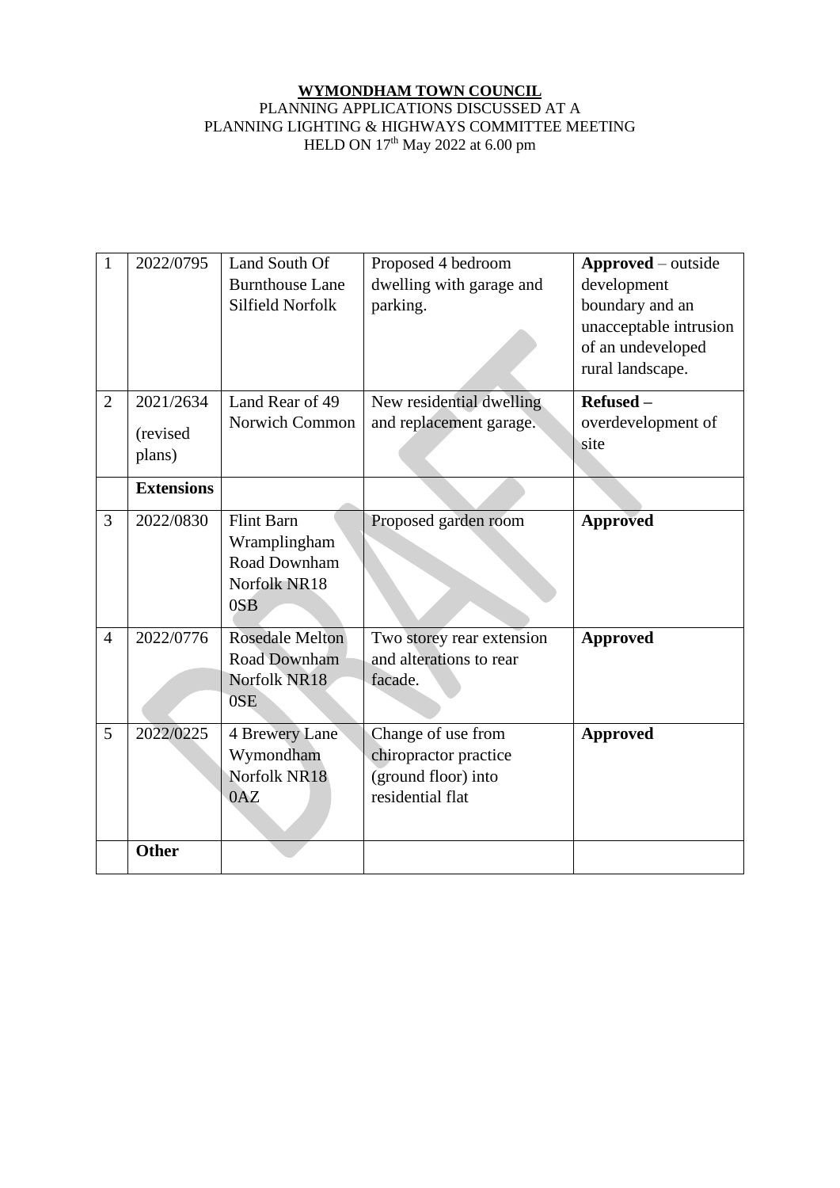**WYMONDHAM TOWN COUNCIL**
PLANNING APPLICATIONS DISCUSSED AT A
PLANNING LIGHTING & HIGHWAYS COMMITTEE MEETING
HELD ON 17th May 2022 at 6.00 pm

| | | | | |
|---|---|---|---|---|
| 1 | 2022/0795 | Land South Of Burnthouse Lane Silfield Norfolk | Proposed 4 bedroom dwelling with garage and parking. | **Approved** – outside development boundary and an unacceptable intrusion of an undeveloped rural landscape. |
| 2 | 2021/2634 (revised plans) | Land Rear of 49 Norwich Common | New residential dwelling and replacement garage. | **Refused** – overdevelopment of site |
| | **Extensions** | | | |
| 3 | 2022/0830 | Flint Barn Wramplingham Road Downham Norfolk NR18 0SB | Proposed garden room | **Approved** |
| 4 | 2022/0776 | Rosedale Melton Road Downham Norfolk NR18 0SE | Two storey rear extension and alterations to rear facade. | **Approved** |
| 5 | 2022/0225 | 4 Brewery Lane Wymondham Norfolk NR18 0AZ | Change of use from chiropractor practice (ground floor) into residential flat | **Approved** |
| | **Other** | | | |